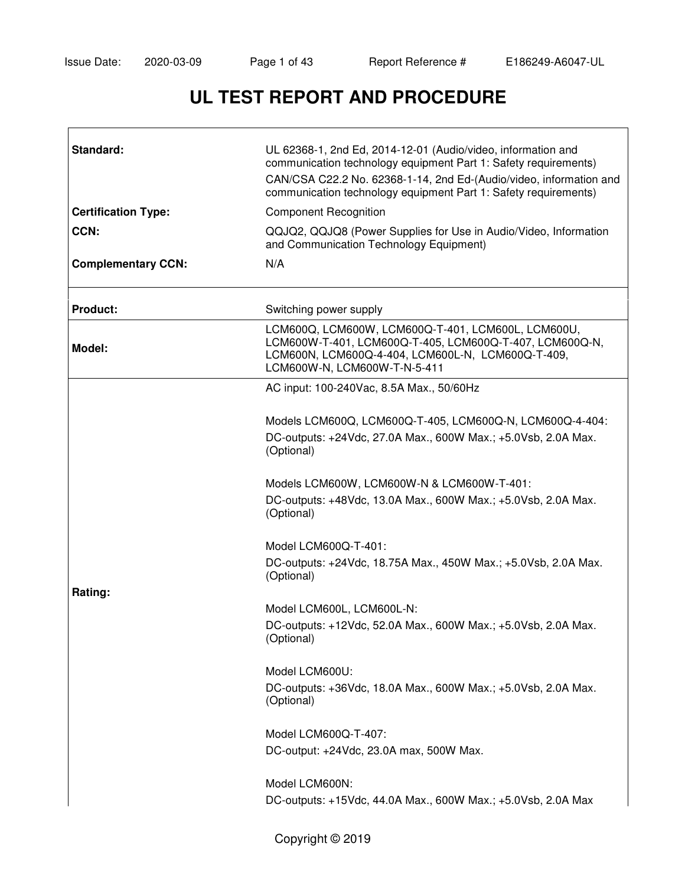# UL TEST REPORT AND PROCEDURE

| | |
|---|---|
| **Standard:** | UL 62368-1, 2nd Ed, 2014-12-01 (Audio/video, information and communication technology equipment Part 1: Safety requirements)<br>CAN/CSA C22.2 No. 62368-1-14, 2nd Ed-(Audio/video, information and communication technology equipment Part 1: Safety requirements) |
| **Certification Type:** | Component Recognition |
| **CCN:** | QQJQ2, QQJQ8 (Power Supplies for Use in Audio/Video, Information and Communication Technology Equipment) |
| **Complementary CCN:** | N/A |

| | |
|---|---|
| **Product:** | Switching power supply |
| **Model:** | LCM600Q, LCM600W, LCM600Q-T-401, LCM600L, LCM600U, LCM600W-T-401, LCM600Q-T-405, LCM600Q-T-407, LCM600Q-N, LCM600N, LCM600Q-4-404, LCM600L-N, LCM600Q-T-409, LCM600W-N, LCM600W-T-N-5-411 |
| **Rating:** | AC input: 100-240Vac, 8.5A Max., 50/60Hz<br><br>Models LCM600Q, LCM600Q-T-405, LCM600Q-N, LCM600Q-4-404:<br>DC-outputs: +24Vdc, 27.0A Max., 600W Max.; +5.0Vsb, 2.0A Max. (Optional)<br><br>Models LCM600W, LCM600W-N & LCM600W-T-401:<br>DC-outputs: +48Vdc, 13.0A Max., 600W Max.; +5.0Vsb, 2.0A Max. (Optional)<br><br>Model LCM600Q-T-401:<br>DC-outputs: +24Vdc, 18.75A Max., 450W Max.; +5.0Vsb, 2.0A Max. (Optional)<br><br>Model LCM600L, LCM600L-N:<br>DC-outputs: +12Vdc, 52.0A Max., 600W Max.; +5.0Vsb, 2.0A Max. (Optional)<br><br>Model LCM600U:<br>DC-outputs: +36Vdc, 18.0A Max., 600W Max.; +5.0Vsb, 2.0A Max. (Optional)<br><br>Model LCM600Q-T-407:<br>DC-output: +24Vdc, 23.0A max, 500W Max.<br><br>Model LCM600N:<br>DC-outputs: +15Vdc, 44.0A Max., 600W Max.; +5.0Vsb, 2.0A Max |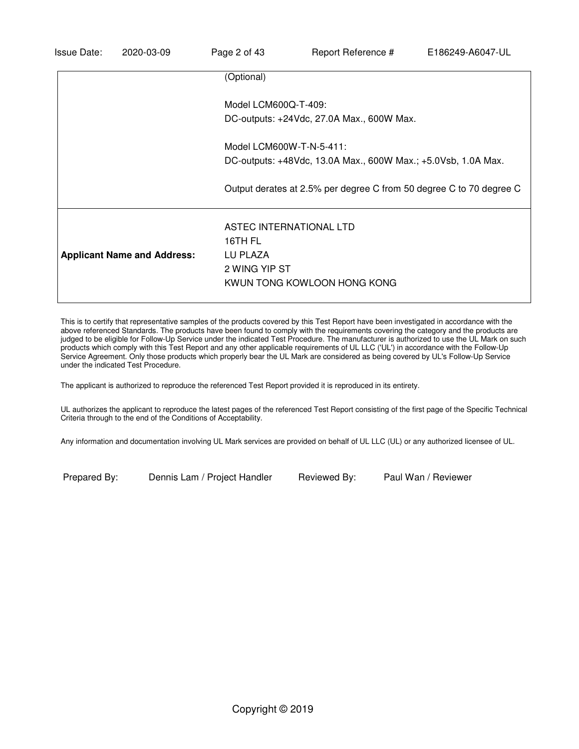| | |
|---|---|
| | (Optional)<br><br>Model LCM600Q-T-409:<br>DC-outputs: +24Vdc, 27.0A Max., 600W Max.<br><br>Model LCM600W-T-N-5-411:<br>DC-outputs: +48Vdc, 13.0A Max., 600W Max.; +5.0Vsb, 1.0A Max.<br><br>Output derates at 2.5% per degree C from 50 degree C to 70 degree C |
| **Applicant Name and Address:** | ASTEC INTERNATIONAL LTD<br>16TH FL<br>LU PLAZA<br>2 WING YIP ST<br>KWUN TONG KOWLOON HONG KONG |

This is to certify that representative samples of the products covered by this Test Report have been investigated in accordance with the above referenced Standards. The products have been found to comply with the requirements covering the category and the products are judged to be eligible for Follow-Up Service under the indicated Test Procedure. The manufacturer is authorized to use the UL Mark on such products which comply with this Test Report and any other applicable requirements of UL LLC ('UL') in accordance with the Follow-Up Service Agreement. Only those products which properly bear the UL Mark are considered as being covered by UL's Follow-Up Service under the indicated Test Procedure.

The applicant is authorized to reproduce the referenced Test Report provided it is reproduced in its entirety.

UL authorizes the applicant to reproduce the latest pages of the referenced Test Report consisting of the first page of the Specific Technical Criteria through to the end of the Conditions of Acceptability.

Any information and documentation involving UL Mark services are provided on behalf of UL LLC (UL) or any authorized licensee of UL.

Prepared By: Dennis Lam / Project Handler    Reviewed By: Paul Wan / Reviewer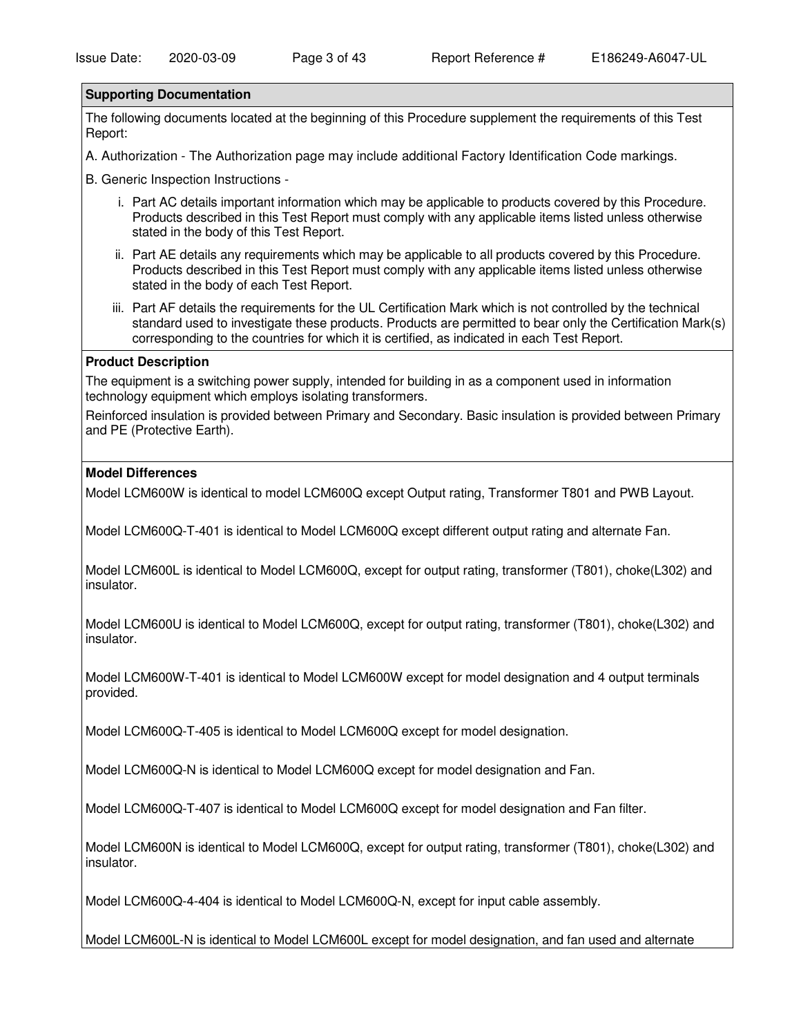**Supporting Documentation**

The following documents located at the beginning of this Procedure supplement the requirements of this Test Report:

A. Authorization - The Authorization page may include additional Factory Identification Code markings.

B. Generic Inspection Instructions -

i. Part AC details important information which may be applicable to products covered by this Procedure. Products described in this Test Report must comply with any applicable items listed unless otherwise stated in the body of this Test Report.

ii. Part AE details any requirements which may be applicable to all products covered by this Procedure. Products described in this Test Report must comply with any applicable items listed unless otherwise stated in the body of each Test Report.

iii. Part AF details the requirements for the UL Certification Mark which is not controlled by the technical standard used to investigate these products. Products are permitted to bear only the Certification Mark(s) corresponding to the countries for which it is certified, as indicated in each Test Report.

**Product Description**

The equipment is a switching power supply, intended for building in as a component used in information technology equipment which employs isolating transformers.

Reinforced insulation is provided between Primary and Secondary. Basic insulation is provided between Primary and PE (Protective Earth).

**Model Differences**

Model LCM600W is identical to model LCM600Q except Output rating, Transformer T801 and PWB Layout.

Model LCM600Q-T-401 is identical to Model LCM600Q except different output rating and alternate Fan.

Model LCM600L is identical to Model LCM600Q, except for output rating, transformer (T801), choke(L302) and insulator.

Model LCM600U is identical to Model LCM600Q, except for output rating, transformer (T801), choke(L302) and insulator.

Model LCM600W-T-401 is identical to Model LCM600W except for model designation and 4 output terminals provided.

Model LCM600Q-T-405 is identical to Model LCM600Q except for model designation.

Model LCM600Q-N is identical to Model LCM600Q except for model designation and Fan.

Model LCM600Q-T-407 is identical to Model LCM600Q except for model designation and Fan filter.

Model LCM600N is identical to Model LCM600Q, except for output rating, transformer (T801), choke(L302) and insulator.

Model LCM600Q-4-404 is identical to Model LCM600Q-N, except for input cable assembly.

Model LCM600L-N is identical to Model LCM600L except for model designation, and fan used and alternate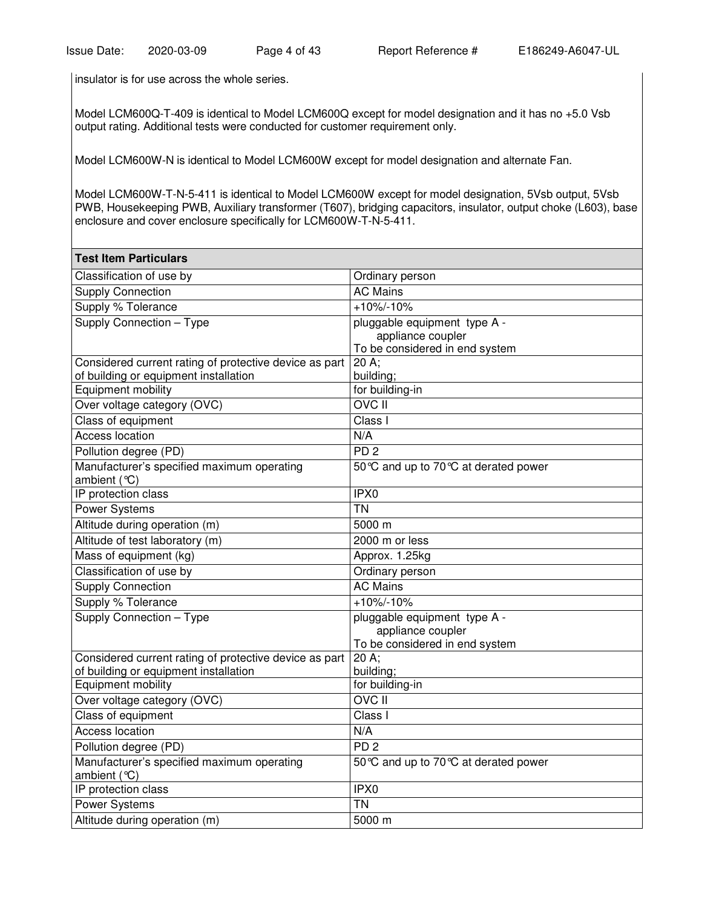insulator is for use across the whole series.

Model LCM600Q-T-409 is identical to Model LCM600Q except for model designation and it has no +5.0 Vsb output rating. Additional tests were conducted for customer requirement only.

Model LCM600W-N is identical to Model LCM600W except for model designation and alternate Fan.

Model LCM600W-T-N-5-411 is identical to Model LCM600W except for model designation, 5Vsb output, 5Vsb PWB, Housekeeping PWB, Auxiliary transformer (T607), bridging capacitors, insulator, output choke (L603), base enclosure and cover enclosure specifically for LCM600W-T-N-5-411.

| **Test Item Particulars** | |
|---|---|
| Classification of use by | Ordinary person |
| Supply Connection | AC Mains |
| Supply % Tolerance | +10%/-10% |
| Supply Connection – Type | pluggable equipment type A - appliance coupler<br>To be considered in end system |
| Considered current rating of protective device as part of building or equipment installation | 20 A;<br>building; |
| Equipment mobility | for building-in |
| Over voltage category (OVC) | OVC II |
| Class of equipment | Class I |
| Access location | N/A |
| Pollution degree (PD) | PD 2 |
| Manufacturer's specified maximum operating ambient (°C) | 50°C and up to 70°C at derated power |
| IP protection class | IPX0 |
| Power Systems | TN |
| Altitude during operation (m) | 5000 m |
| Altitude of test laboratory (m) | 2000 m or less |
| Mass of equipment (kg) | Approx. 1.25kg |
| Classification of use by | Ordinary person |
| Supply Connection | AC Mains |
| Supply % Tolerance | +10%/-10% |
| Supply Connection – Type | pluggable equipment type A - appliance coupler<br>To be considered in end system |
| Considered current rating of protective device as part of building or equipment installation | 20 A;<br>building; |
| Equipment mobility | for building-in |
| Over voltage category (OVC) | OVC II |
| Class of equipment | Class I |
| Access location | N/A |
| Pollution degree (PD) | PD 2 |
| Manufacturer's specified maximum operating ambient (°C) | 50°C and up to 70°C at derated power |
| IP protection class | IPX0 |
| Power Systems | TN |
| Altitude during operation (m) | 5000 m |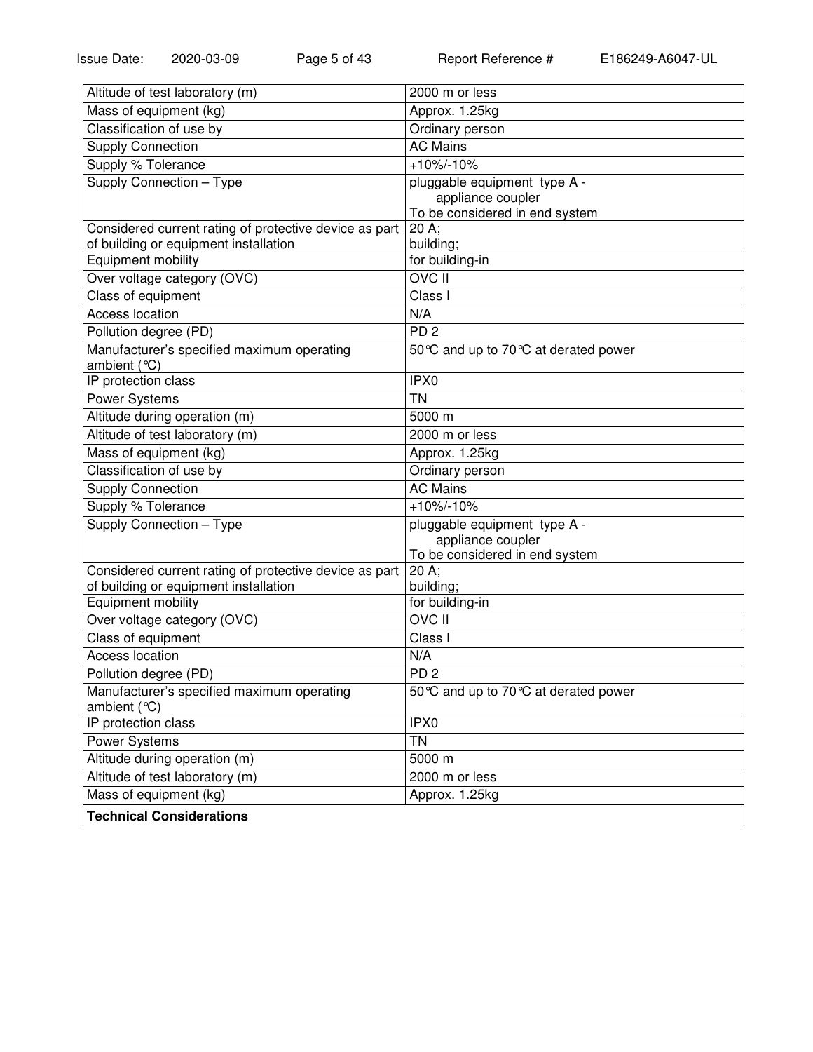| Altitude of test laboratory (m) | 2000 m or less |
|---|---|
| Mass of equipment (kg) | Approx. 1.25kg |
| Classification of use by | Ordinary person |
| Supply Connection | AC Mains |
| Supply % Tolerance | +10%/-10% |
| Supply Connection – Type | pluggable equipment type A - appliance coupler<br>To be considered in end system |
| Considered current rating of protective device as part of building or equipment installation | 20 A;<br>building; |
| Equipment mobility | for building-in |
| Over voltage category (OVC) | OVC II |
| Class of equipment | Class I |
| Access location | N/A |
| Pollution degree (PD) | PD 2 |
| Manufacturer's specified maximum operating ambient (°C) | 50°C and up to 70°C at derated power |
| IP protection class | IPX0 |
| Power Systems | TN |
| Altitude during operation (m) | 5000 m |
| Altitude of test laboratory (m) | 2000 m or less |
| Mass of equipment (kg) | Approx. 1.25kg |
| Classification of use by | Ordinary person |
| Supply Connection | AC Mains |
| Supply % Tolerance | +10%/-10% |
| Supply Connection – Type | pluggable equipment type A - appliance coupler<br>To be considered in end system |
| Considered current rating of protective device as part of building or equipment installation | 20 A;<br>building; |
| Equipment mobility | for building-in |
| Over voltage category (OVC) | OVC II |
| Class of equipment | Class I |
| Access location | N/A |
| Pollution degree (PD) | PD 2 |
| Manufacturer's specified maximum operating ambient (°C) | 50°C and up to 70°C at derated power |
| IP protection class | IPX0 |
| Power Systems | TN |
| Altitude during operation (m) | 5000 m |
| Altitude of test laboratory (m) | 2000 m or less |
| Mass of equipment (kg) | Approx. 1.25kg |

**Technical Considerations**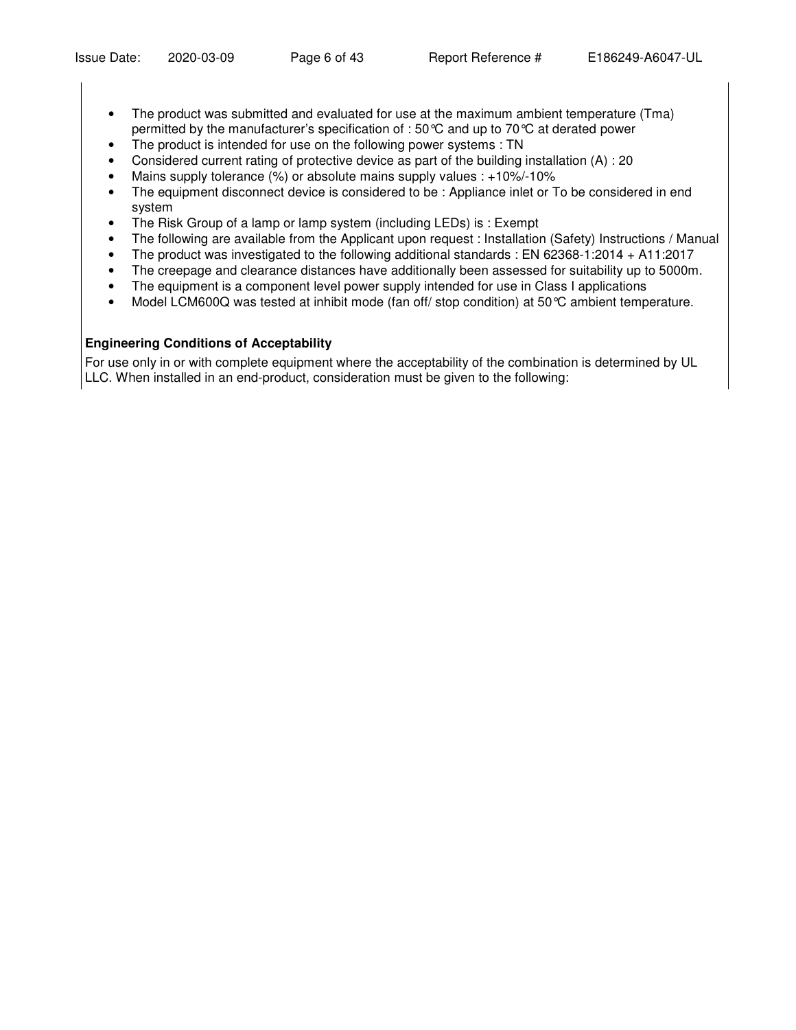- The product was submitted and evaluated for use at the maximum ambient temperature (Tma) permitted by the manufacturer's specification of : 50℃ and up to 70℃ at derated power
- The product is intended for use on the following power systems : TN
- Considered current rating of protective device as part of the building installation (A) : 20
- Mains supply tolerance (%) or absolute mains supply values : +10%/-10%
- The equipment disconnect device is considered to be : Appliance inlet or To be considered in end system
- The Risk Group of a lamp or lamp system (including LEDs) is : Exempt
- The following are available from the Applicant upon request : Installation (Safety) Instructions / Manual
- The product was investigated to the following additional standards : EN 62368-1:2014 + A11:2017
- The creepage and clearance distances have additionally been assessed for suitability up to 5000m.
- The equipment is a component level power supply intended for use in Class I applications
- Model LCM600Q was tested at inhibit mode (fan off/ stop condition) at 50℃ ambient temperature.

**Engineering Conditions of Acceptability**

For use only in or with complete equipment where the acceptability of the combination is determined by UL LLC. When installed in an end-product, consideration must be given to the following: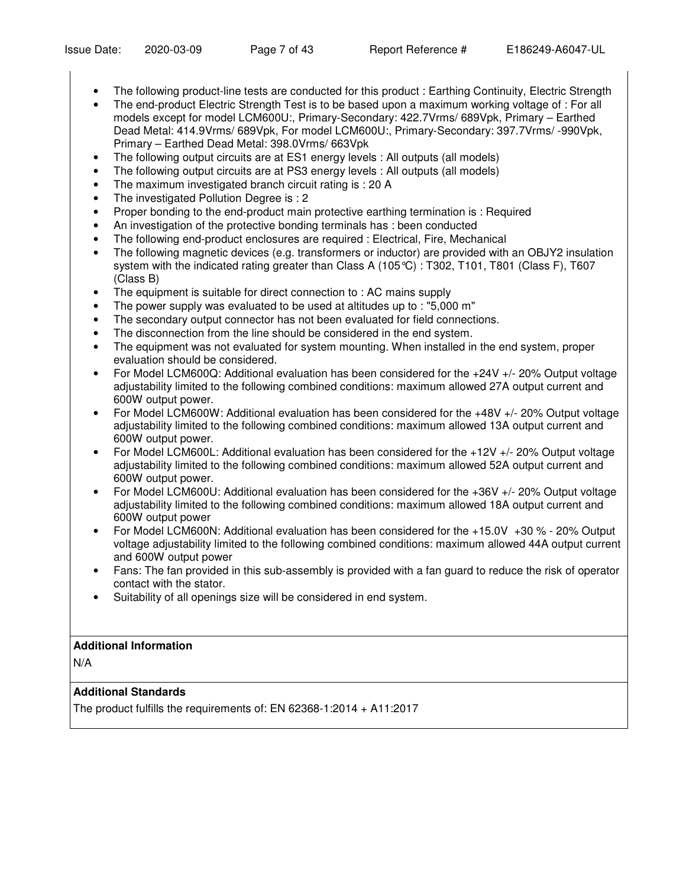- The following product-line tests are conducted for this product : Earthing Continuity, Electric Strength
- The end-product Electric Strength Test is to be based upon a maximum working voltage of : For all models except for model LCM600U:, Primary-Secondary: 422.7Vrms/ 689Vpk, Primary – Earthed Dead Metal: 414.9Vrms/ 689Vpk, For model LCM600U:, Primary-Secondary: 397.7Vrms/ -990Vpk, Primary – Earthed Dead Metal: 398.0Vrms/ 663Vpk
- The following output circuits are at ES1 energy levels : All outputs (all models)
- The following output circuits are at PS3 energy levels : All outputs (all models)
- The maximum investigated branch circuit rating is : 20 A
- The investigated Pollution Degree is : 2
- Proper bonding to the end-product main protective earthing termination is : Required
- An investigation of the protective bonding terminals has : been conducted
- The following end-product enclosures are required : Electrical, Fire, Mechanical
- The following magnetic devices (e.g. transformers or inductor) are provided with an OBJY2 insulation system with the indicated rating greater than Class A (105℃) : T302, T101, T801 (Class F), T607 (Class B)
- The equipment is suitable for direct connection to : AC mains supply
- The power supply was evaluated to be used at altitudes up to : "5,000 m"
- The secondary output connector has not been evaluated for field connections.
- The disconnection from the line should be considered in the end system.
- The equipment was not evaluated for system mounting. When installed in the end system, proper evaluation should be considered.
- For Model LCM600Q: Additional evaluation has been considered for the +24V +/- 20% Output voltage adjustability limited to the following combined conditions: maximum allowed 27A output current and 600W output power.
- For Model LCM600W: Additional evaluation has been considered for the +48V +/- 20% Output voltage adjustability limited to the following combined conditions: maximum allowed 13A output current and 600W output power.
- For Model LCM600L: Additional evaluation has been considered for the +12V +/- 20% Output voltage adjustability limited to the following combined conditions: maximum allowed 52A output current and 600W output power.
- For Model LCM600U: Additional evaluation has been considered for the +36V +/- 20% Output voltage adjustability limited to the following combined conditions: maximum allowed 18A output current and 600W output power
- For Model LCM600N: Additional evaluation has been considered for the +15.0V +30 % - 20% Output voltage adjustability limited to the following combined conditions: maximum allowed 44A output current and 600W output power
- Fans: The fan provided in this sub-assembly is provided with a fan guard to reduce the risk of operator contact with the stator.
- Suitability of all openings size will be considered in end system.

**Additional Information**

N/A

**Additional Standards**

The product fulfills the requirements of: EN 62368-1:2014 + A11:2017